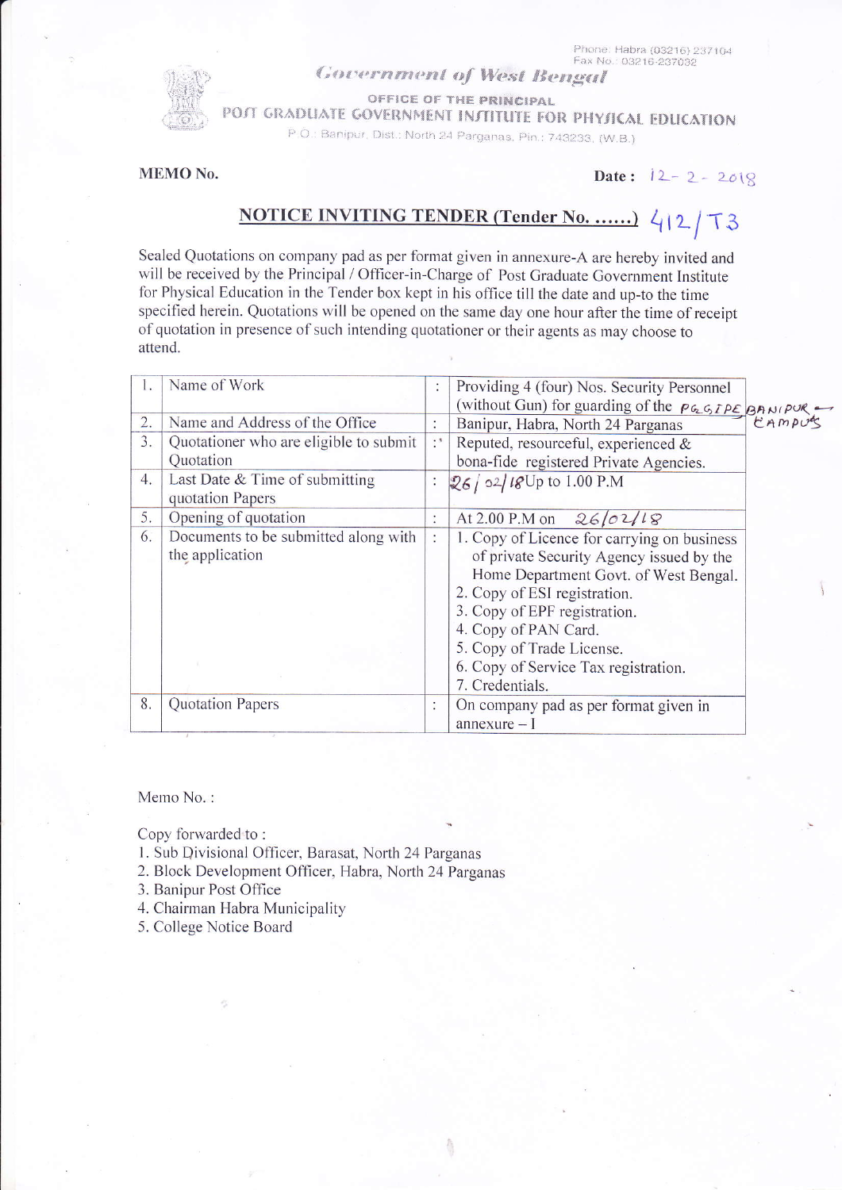Phone: Habra (03216) 237104
Fax No.: 03216-237032

# Government of West Bengal

OFFICE OF THE PRINCIPAL
POST GRADUATE GOVERNMENT INSTITUTE FOR PHYSICAL EDUCATION
P.O.: Banipur, Dist.: North 24 Parganas, Pin.: 743233, (W.B.)

**MEMO No.** **Date :** 12-2-2018

## NOTICE INVITING TENDER (Tender No. ......) 412/T3

Sealed Quotations on company pad as per format given in annexure-A are hereby invited and will be received by the Principal / Officer-in-Charge of Post Graduate Government Institute for Physical Education in the Tender box kept in his office till the date and up-to the time specified herein. Quotations will be opened on the same day one hour after the time of receipt of quotation in presence of such intending quotationer or their agents as may choose to attend.

| | | | |
|---|---|---|---|
| 1. | Name of Work | : | Providing 4 (four) Nos. Security Personnel (without Gun) for guarding of the PGGIPE BANIPUR CAMPUS |
| 2. | Name and Address of the Office | : | Banipur, Habra, North 24 Parganas |
| 3. | Quotationer who are eligible to submit Quotation | : | Reputed, resourceful, experienced & bona-fide registered Private Agencies. |
| 4. | Last Date & Time of submitting quotation Papers | : | 26/02/18 Up to 1.00 P.M |
| 5. | Opening of quotation | : | At 2.00 P.M on 26/02/18 |
| 6. | Documents to be submitted along with the application | : | 1. Copy of Licence for carrying on business of private Security Agency issued by the Home Department Govt. of West Bengal.<br>2. Copy of ESI registration.<br>3. Copy of EPF registration.<br>4. Copy of PAN Card.<br>5. Copy of Trade License.<br>6. Copy of Service Tax registration.<br>7. Credentials. |
| 8. | Quotation Papers | : | On company pad as per format given in annexure – I |

Memo No. :

Copy forwarded to :
1. Sub Divisional Officer, Barasat, North 24 Parganas
2. Block Development Officer, Habra, North 24 Parganas
3. Banipur Post Office
4. Chairman Habra Municipality
5. College Notice Board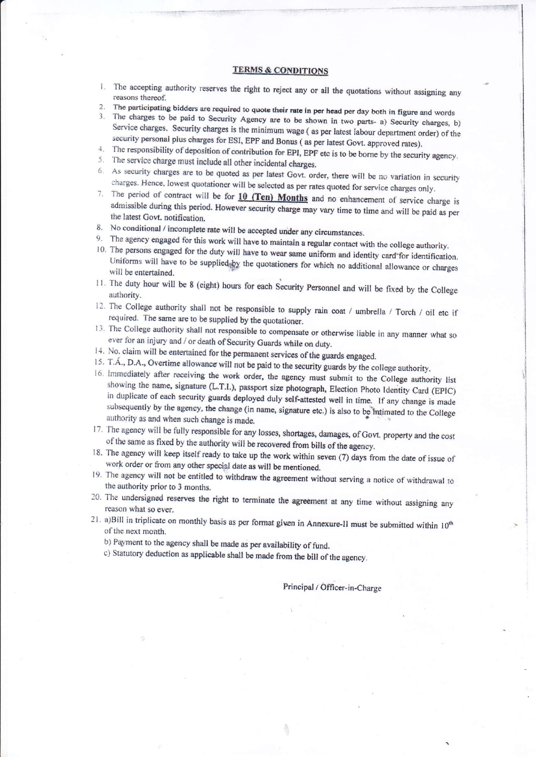## TERMS & CONDITIONS

1. The accepting authority reserves the right to reject any or all the quotations without assigning any reasons thereof.
2. The participating bidders are required to quote their rate in per head per day both in figure and words
3. The charges to be paid to Security Agency are to be shown in two parts- a) Security charges, b) Service charges. Security charges is the minimum wage ( as per latest labour department order) of the security personal plus charges for ESI, EPF and Bonus ( as per latest Govt. approved rates).
4. The responsibility of deposition of contribution for EPI, EPF etc is to be borne by the security agency.
5. The service charge must include all other incidental charges.
6. As security charges are to be quoted as per latest Govt. order, there will be no variation in security charges. Hence, lowest quotationer will be selected as per rates quoted for service charges only.
7. The period of contract will be for **10 (Ten) Months** and no enhancement of service charge is admissible during this period. However security charge may vary time to time and will be paid as per the latest Govt. notification.
8. No conditional / incomplete rate will be accepted under any circumstances.
9. The agency engaged for this work will have to maintain a regular contact with the college authority.
10. The persons engaged for the duty will have to wear same uniform and identity card for identification. Uniforms will have to be supplied by the quotationers for which no additional allowance or charges will be entertained.
11. The duty hour will be 8 (eight) hours for each Security Personnel and will be fixed by the College authority.
12. The College authority shall not be responsible to supply rain coat / umbrella / Torch / oil etc if required. The same are to be supplied by the quotationer.
13. The College authority shall not responsible to compensate or otherwise liable in any manner what so ever for an injury and / or death of Security Guards while on duty.
14. No. claim will be entertained for the permanent services of the guards engaged.
15. T.A., D.A., Overtime allowance will not be paid to the security guards by the college authority.
16. Immediately after receiving the work order, the agency must submit to the College authority list showing the name, signature (L.T.I.), passport size photograph, Election Photo Identity Card (EPIC) in duplicate of each security guards deployed duly self-attested well in time. If any change is made subsequently by the agency, the change (in name, signature etc.) is also to be intimated to the College authority as and when such change is made.
17. The agency will be fully responsible for any losses, shortages, damages, of Govt. property and the cost of the same as fixed by the authority will be recovered from bills of the agency.
18. The agency will keep itself ready to take up the work within seven (7) days from the date of issue of work order or from any other special date as will be mentioned.
19. The agency will not be entitled to withdraw the agreement without serving a notice of withdrawal to the authority prior to 3 months.
20. The undersigned reserves the right to terminate the agreement at any time without assigning any reason what so ever.
21. a)Bill in triplicate on monthly basis as per format given in Annexure-II must be submitted within 10th of the next month.

    b) Payment to the agency shall be made as per availability of fund.

    c) Statutory deduction as applicable shall be made from the bill of the agency.

Principal / Officer-in-Charge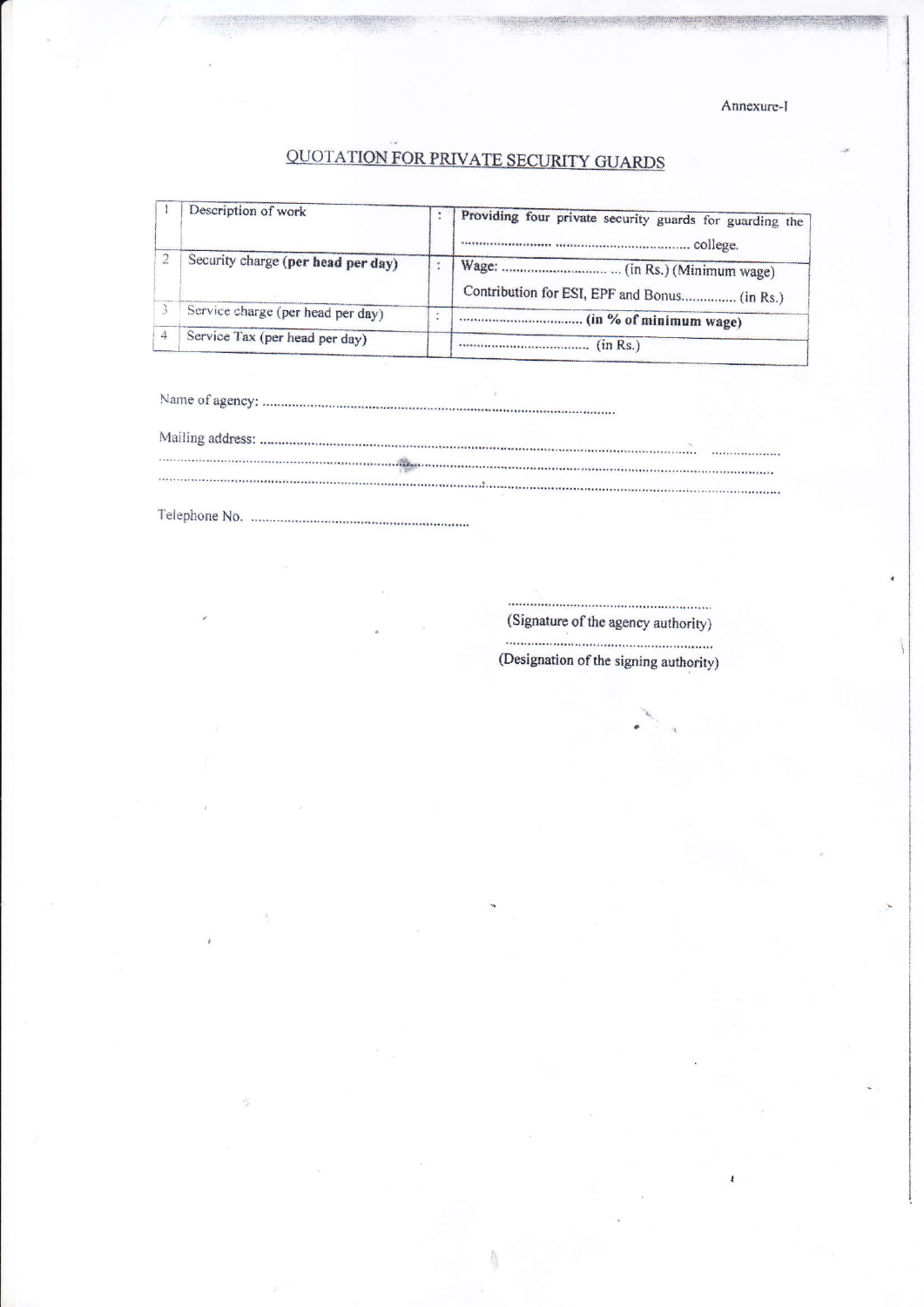Annexure-I

# QUOTATION FOR PRIVATE SECURITY GUARDS

| | | | |
|---|---|---|---|
| 1 | Description of work | : | Providing four private security guards for guarding the ........................ .................................... college. |
| 2 | Security charge **(per head per day)** | : | Wage: ............................ ... (in Rs.) (Minimum wage)<br>Contribution for ESI, EPF and Bonus.............. (in Rs.) |
| 3 | Service charge (per head per day) | : | ................................ **(in % of minimum wage)** |
| 4 | Service Tax (per head per day) | | .................................. (in Rs.) |

Name of agency: ..........................................................................................

Mailing address: ..........................................................................................................................................................................................................................................................................................................................................................................................................

Telephone No. ........................................................

........................................................
(Signature of the agency authority)

........................................................
(Designation of the signing authority)